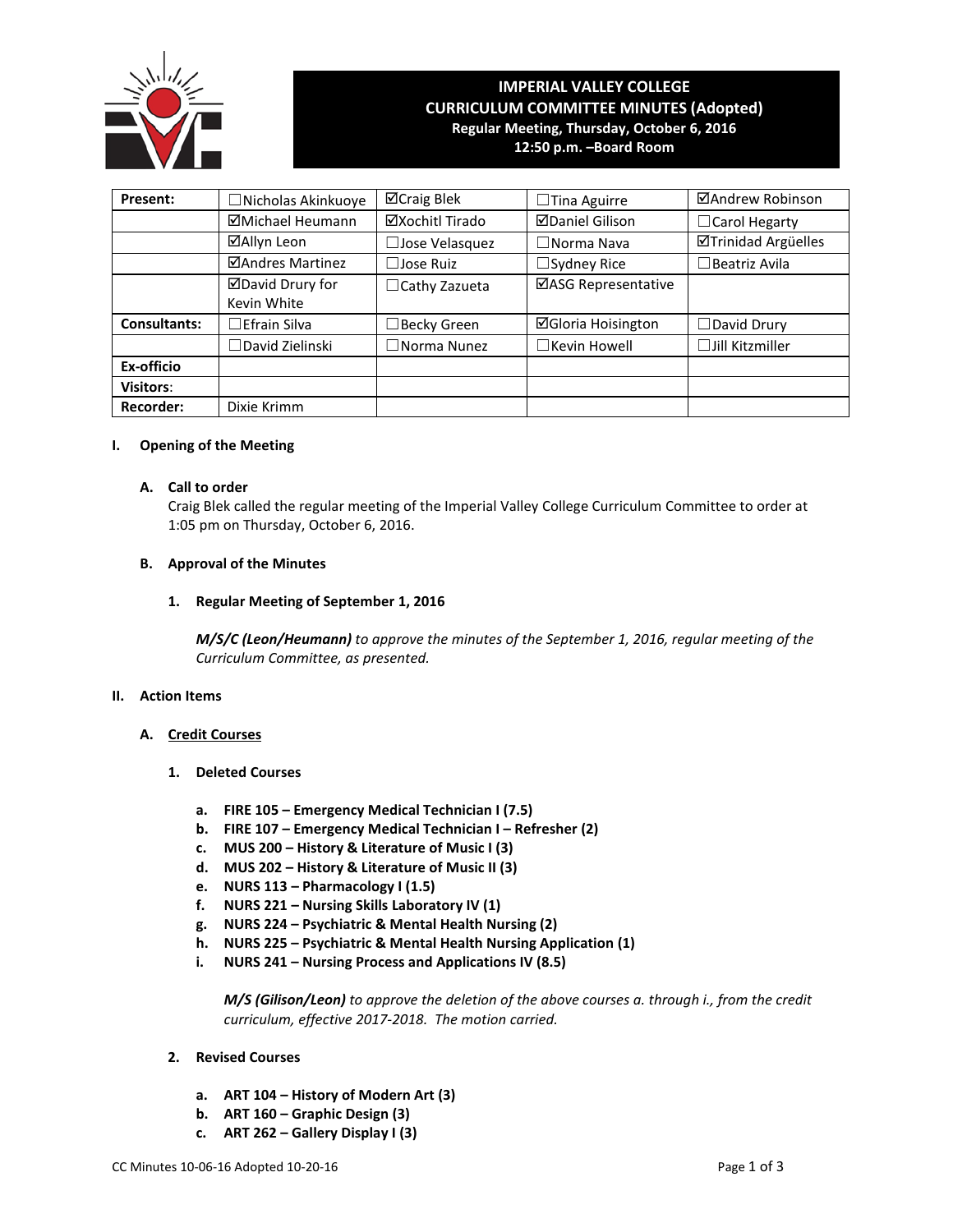# IMPERIAL VALLEY COLLEGE
## CURRICULUM COMMITTEE MINUTES (Adopted)
**Regular Meeting, Thursday, October 6, 2016**
**12:50 p.m. –Board Room**

| Present: | ☐Nicholas Akinkuoye | ☑Craig Blek | ☐Tina Aguirre | ☑Andrew Robinson |
|---|---|---|---|---|
| | ☑Michael Heumann | ☑Xochitl Tirado | ☑Daniel Gilison | ☐Carol Hegarty |
| | ☑Allyn Leon | ☐Jose Velasquez | ☐Norma Nava | ☑Trinidad Argüelles |
| | ☑Andres Martinez | ☐Jose Ruiz | ☐Sydney Rice | ☐Beatriz Avila |
| | ☑David Drury for Kevin White | ☐Cathy Zazueta | ☑ASG Representative | |
| **Consultants:** | ☐Efrain Silva | ☐Becky Green | ☑Gloria Hoisington | ☐David Drury |
| | ☐David Zielinski | ☐Norma Nunez | ☐Kevin Howell | ☐Jill Kitzmiller |
| **Ex-officio** | | | | |
| **Visitors:** | | | | |
| **Recorder:** | Dixie Krimm | | | |

## I. Opening of the Meeting

### A. Call to order

Craig Blek called the regular meeting of the Imperial Valley College Curriculum Committee to order at 1:05 pm on Thursday, October 6, 2016.

### B. Approval of the Minutes

**1. Regular Meeting of September 1, 2016**

***M/S/C (Leon/Heumann)*** *to approve the minutes of the September 1, 2016, regular meeting of the Curriculum Committee, as presented.*

## II. Action Items

### A. Credit Courses

**1. Deleted Courses**

- **a. FIRE 105 – Emergency Medical Technician I (7.5)**
- **b. FIRE 107 – Emergency Medical Technician I – Refresher (2)**
- **c. MUS 200 – History & Literature of Music I (3)**
- **d. MUS 202 – History & Literature of Music II (3)**
- **e. NURS 113 – Pharmacology I (1.5)**
- **f. NURS 221 – Nursing Skills Laboratory IV (1)**
- **g. NURS 224 – Psychiatric & Mental Health Nursing (2)**
- **h. NURS 225 – Psychiatric & Mental Health Nursing Application (1)**
- **i. NURS 241 – Nursing Process and Applications IV (8.5)**

***M/S (Gilison/Leon)*** *to approve the deletion of the above courses a. through i., from the credit curriculum, effective 2017-2018. The motion carried.*

**2. Revised Courses**

- **a. ART 104 – History of Modern Art (3)**
- **b. ART 160 – Graphic Design (3)**
- **c. ART 262 – Gallery Display I (3)**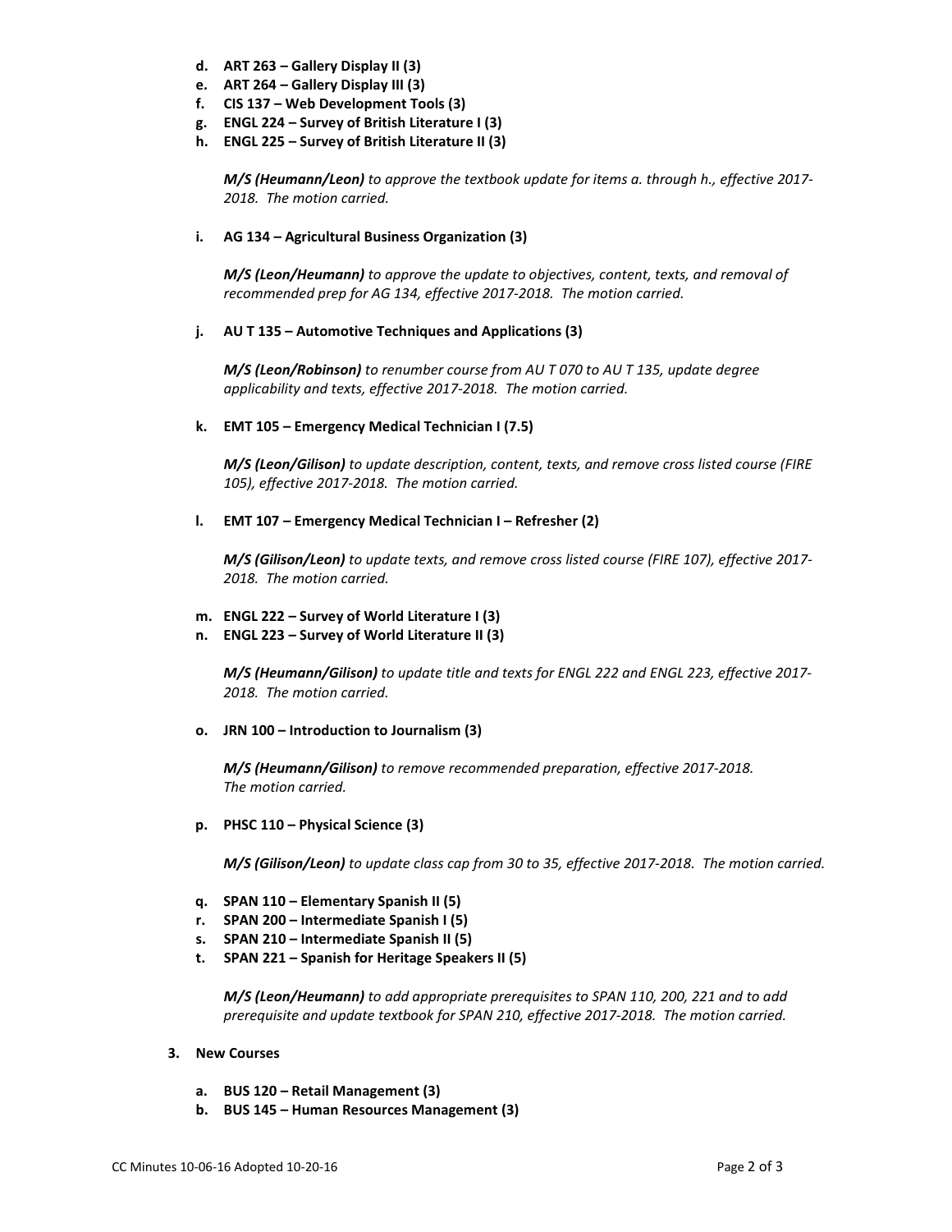d. **ART 263 – Gallery Display II (3)**
e. **ART 264 – Gallery Display III (3)**
f. **CIS 137 – Web Development Tools (3)**
g. **ENGL 224 – Survey of British Literature I (3)**
h. **ENGL 225 – Survey of British Literature II (3)**

   ***M/S (Heumann/Leon)*** *to approve the textbook update for items a. through h., effective 2017-2018. The motion carried.*

i. **AG 134 – Agricultural Business Organization (3)**

   ***M/S (Leon/Heumann)*** *to approve the update to objectives, content, texts, and removal of recommended prep for AG 134, effective 2017-2018. The motion carried.*

j. **AU T 135 – Automotive Techniques and Applications (3)**

   ***M/S (Leon/Robinson)*** *to renumber course from AU T 070 to AU T 135, update degree applicability and texts, effective 2017-2018. The motion carried.*

k. **EMT 105 – Emergency Medical Technician I (7.5)**

   ***M/S (Leon/Gilison)*** *to update description, content, texts, and remove cross listed course (FIRE 105), effective 2017-2018. The motion carried.*

l. **EMT 107 – Emergency Medical Technician I – Refresher (2)**

   ***M/S (Gilison/Leon)*** *to update texts, and remove cross listed course (FIRE 107), effective 2017-2018. The motion carried.*

m. **ENGL 222 – Survey of World Literature I (3)**
n. **ENGL 223 – Survey of World Literature II (3)**

   ***M/S (Heumann/Gilison)*** *to update title and texts for ENGL 222 and ENGL 223, effective 2017-2018. The motion carried.*

o. **JRN 100 – Introduction to Journalism (3)**

   ***M/S (Heumann/Gilison)*** *to remove recommended preparation, effective 2017-2018. The motion carried.*

p. **PHSC 110 – Physical Science (3)**

   ***M/S (Gilison/Leon)*** *to update class cap from 30 to 35, effective 2017-2018. The motion carried.*

q. **SPAN 110 – Elementary Spanish II (5)**
r. **SPAN 200 – Intermediate Spanish I (5)**
s. **SPAN 210 – Intermediate Spanish II (5)**
t. **SPAN 221 – Spanish for Heritage Speakers II (5)**

   ***M/S (Leon/Heumann)*** *to add appropriate prerequisites to SPAN 110, 200, 221 and to add prerequisite and update textbook for SPAN 210, effective 2017-2018. The motion carried.*

3. **New Courses**

   a. **BUS 120 – Retail Management (3)**
   b. **BUS 145 – Human Resources Management (3)**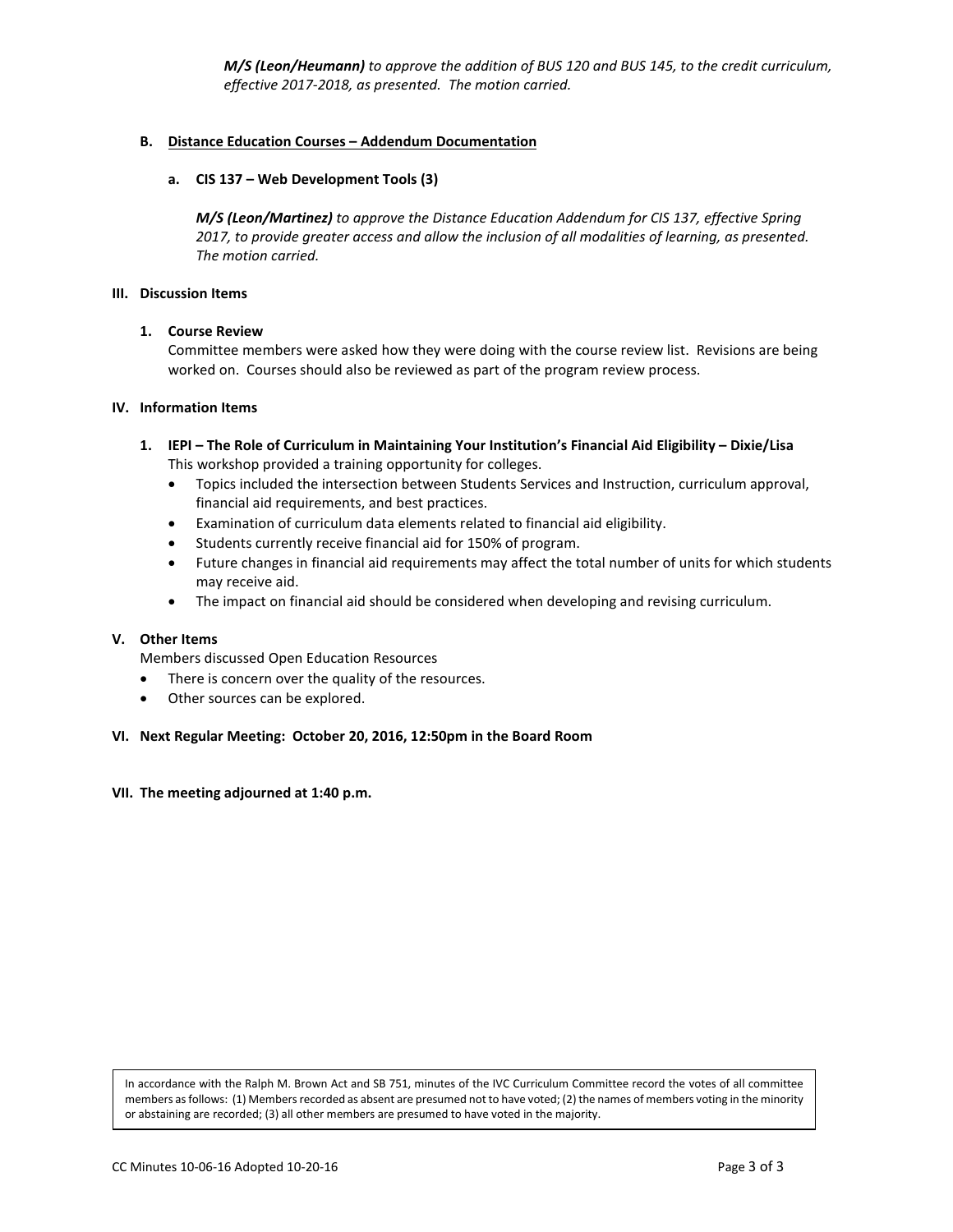***M/S (Leon/Heumann)*** *to approve the addition of BUS 120 and BUS 145, to the credit curriculum, effective 2017-2018, as presented. The motion carried.*

**B. Distance Education Courses – Addendum Documentation**

**a. CIS 137 – Web Development Tools (3)**

***M/S (Leon/Martinez)*** *to approve the Distance Education Addendum for CIS 137, effective Spring 2017, to provide greater access and allow the inclusion of all modalities of learning, as presented. The motion carried.*

**III. Discussion Items**

**1. Course Review**

Committee members were asked how they were doing with the course review list. Revisions are being worked on. Courses should also be reviewed as part of the program review process.

**IV. Information Items**

**1. IEPI – The Role of Curriculum in Maintaining Your Institution's Financial Aid Eligibility – Dixie/Lisa**

This workshop provided a training opportunity for colleges.

- Topics included the intersection between Students Services and Instruction, curriculum approval, financial aid requirements, and best practices.
- Examination of curriculum data elements related to financial aid eligibility.
- Students currently receive financial aid for 150% of program.
- Future changes in financial aid requirements may affect the total number of units for which students may receive aid.
- The impact on financial aid should be considered when developing and revising curriculum.

**V. Other Items**

Members discussed Open Education Resources

- There is concern over the quality of the resources.
- Other sources can be explored.

**VI. Next Regular Meeting: October 20, 2016, 12:50pm in the Board Room**

**VII. The meeting adjourned at 1:40 p.m.**

In accordance with the Ralph M. Brown Act and SB 751, minutes of the IVC Curriculum Committee record the votes of all committee members as follows: (1) Members recorded as absent are presumed not to have voted; (2) the names of members voting in the minority or abstaining are recorded; (3) all other members are presumed to have voted in the majority.